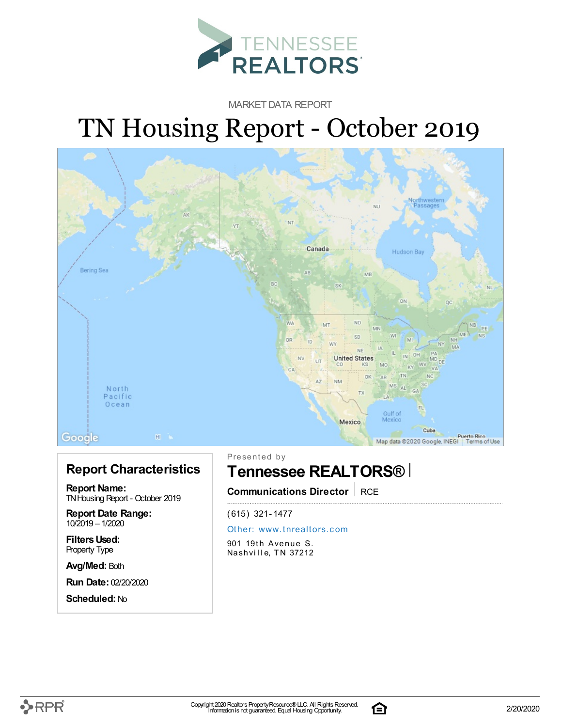TENNESSEE REALTORS

MARKET DATA REPORT

# TN Housing Report - October 2019

## Report Characteristics

**Report Name:**
TN Housing Report - October 2019

**Report Date Range:**
10/2019 – 1/2020

**Filters Used:**
Property Type

**Avg/Med:** Both

**Run Date:** 02/20/2020

**Scheduled:** No

Presented by

## Tennessee REALTORS®

**Communications Director** | RCE

(615) 321-1477

Other: www.tnrealtors.com

901 19th Avenue S.
Nashville, TN 37212

Copyright 2020 Realtors Property Resource® LLC. All Rights Reserved.
Information is not guaranteed. Equal Housing Opportunity.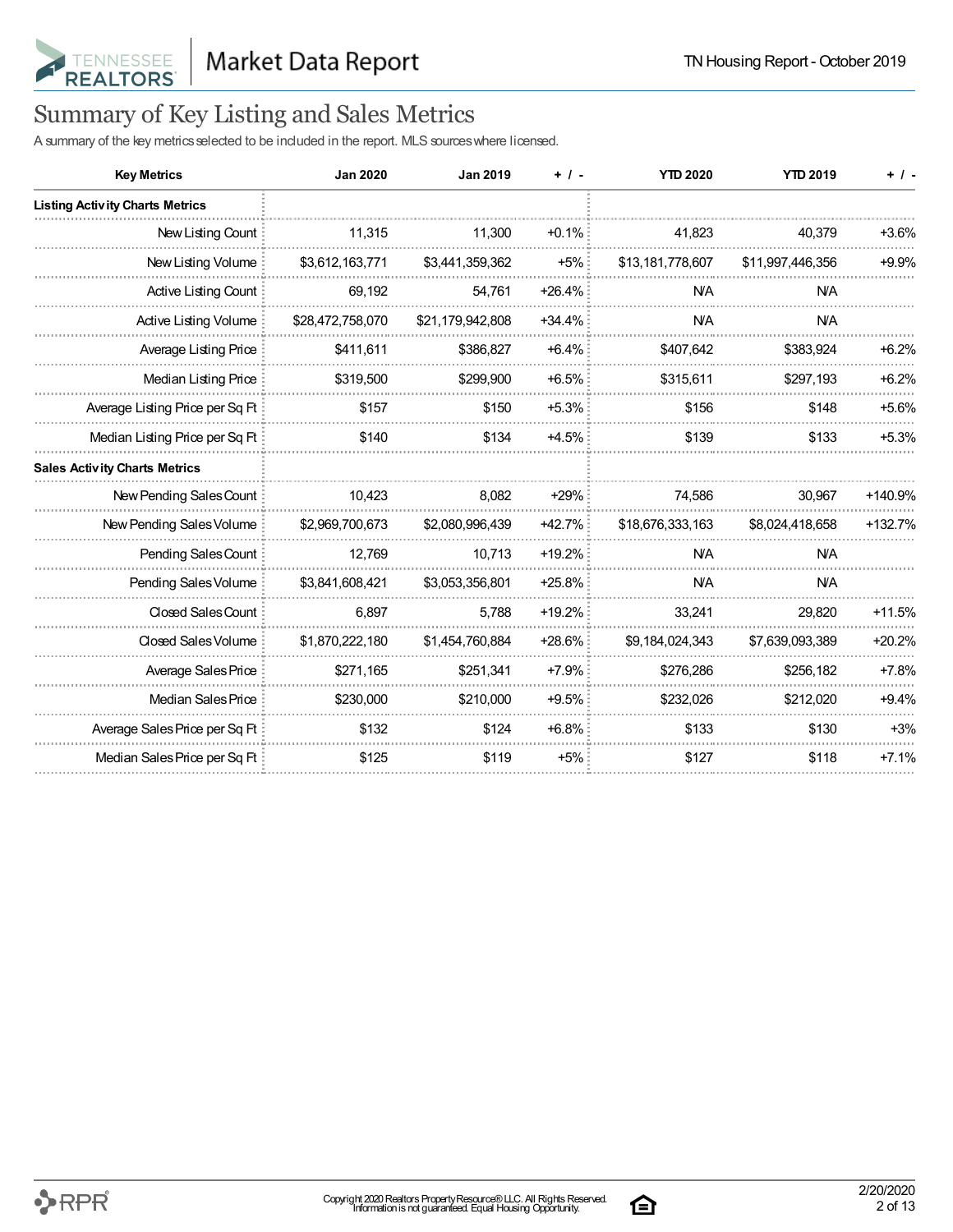# Summary of Key Listing and Sales Metrics

A summary of the key metrics selected to be included in the report. MLS sources where licensed.

| Key Metrics | Jan 2020 | Jan 2019 | + / - | YTD 2020 | YTD 2019 | + / - |
|---|---|---|---|---|---|---|
| **Listing Activity Charts Metrics** | | | | | | |
| New Listing Count | 11,315 | 11,300 | +0.1% | 41,823 | 40,379 | +3.6% |
| New Listing Volume | $3,612,163,771 | $3,441,359,362 | +5% | $13,181,778,607 | $11,997,446,356 | +9.9% |
| Active Listing Count | 69,192 | 54,761 | +26.4% | N/A | N/A | |
| Active Listing Volume | $28,472,758,070 | $21,179,942,808 | +34.4% | N/A | N/A | |
| Average Listing Price | $411,611 | $386,827 | +6.4% | $407,642 | $383,924 | +6.2% |
| Median Listing Price | $319,500 | $299,900 | +6.5% | $315,611 | $297,193 | +6.2% |
| Average Listing Price per Sq Ft | $157 | $150 | +5.3% | $156 | $148 | +5.6% |
| Median Listing Price per Sq Ft | $140 | $134 | +4.5% | $139 | $133 | +5.3% |
| **Sales Activity Charts Metrics** | | | | | | |
| New Pending Sales Count | 10,423 | 8,082 | +29% | 74,586 | 30,967 | +140.9% |
| New Pending Sales Volume | $2,969,700,673 | $2,080,996,439 | +42.7% | $18,676,333,163 | $8,024,418,658 | +132.7% |
| Pending Sales Count | 12,769 | 10,713 | +19.2% | N/A | N/A | |
| Pending Sales Volume | $3,841,608,421 | $3,053,356,801 | +25.8% | N/A | N/A | |
| Closed Sales Count | 6,897 | 5,788 | +19.2% | 33,241 | 29,820 | +11.5% |
| Closed Sales Volume | $1,870,222,180 | $1,454,760,884 | +28.6% | $9,184,024,343 | $7,639,093,389 | +20.2% |
| Average Sales Price | $271,165 | $251,341 | +7.9% | $276,286 | $256,182 | +7.8% |
| Median Sales Price | $230,000 | $210,000 | +9.5% | $232,026 | $212,020 | +9.4% |
| Average Sales Price per Sq Ft | $132 | $124 | +6.8% | $133 | $130 | +3% |
| Median Sales Price per Sq Ft | $125 | $119 | +5% | $127 | $118 | +7.1% |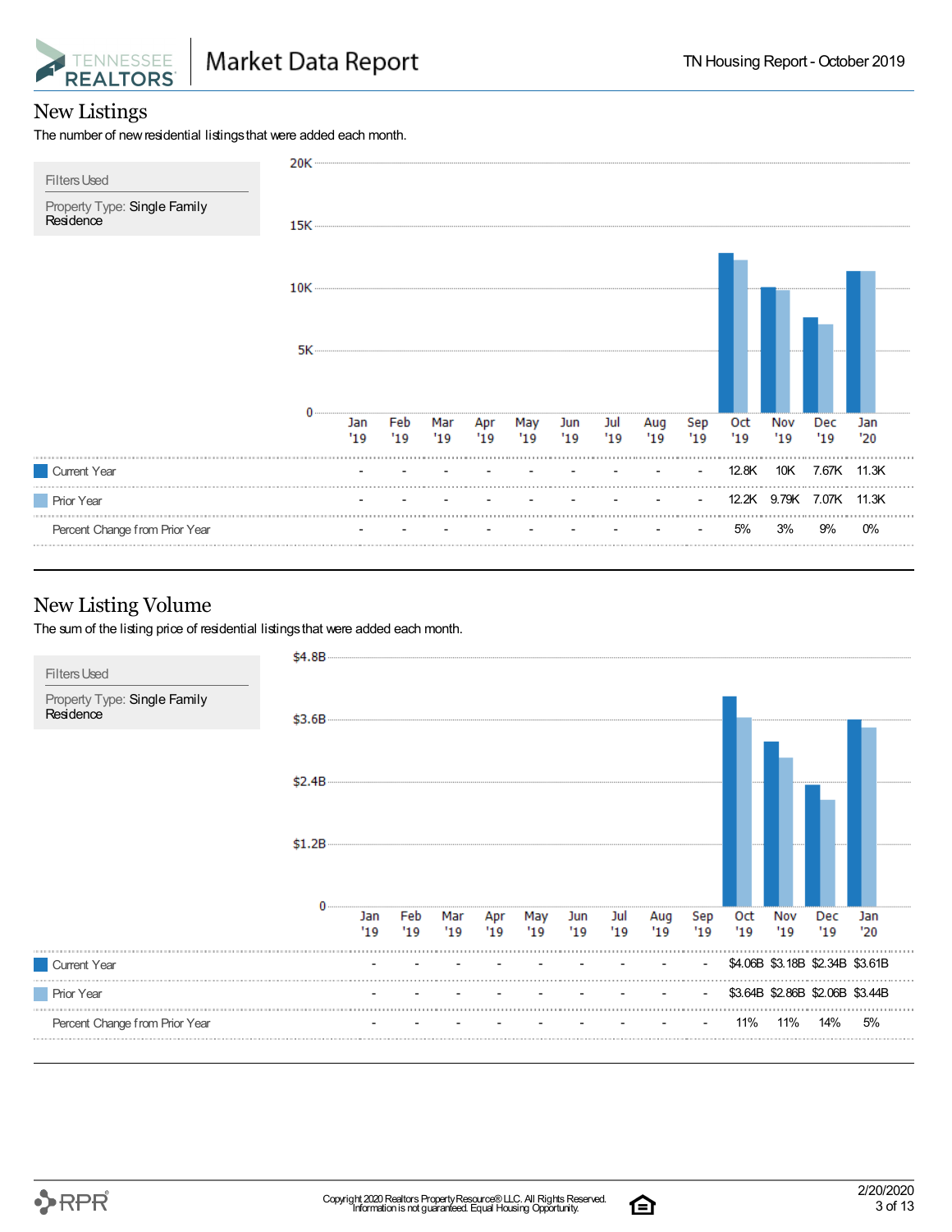## New Listings

The number of new residential listings that were added each month.

Filters Used

Property Type: Single Family Residence

| | Jan '19 | Feb '19 | Mar '19 | Apr '19 | May '19 | Jun '19 | Jul '19 | Aug '19 | Sep '19 | Oct '19 | Nov '19 | Dec '19 | Jan '20 |
|---|---|---|---|---|---|---|---|---|---|---|---|---|---|
| Current Year | - | - | - | - | - | - | - | - | - | 12.8K | 10K | 7.67K | 11.3K |
| Prior Year | - | - | - | - | - | - | - | - | - | 12.2K | 9.79K | 7.07K | 11.3K |
| Percent Change from Prior Year | - | - | - | - | - | - | - | - | - | 5% | 3% | 9% | 0% |

## New Listing Volume

The sum of the listing price of residential listings that were added each month.

Filters Used

Property Type: Single Family Residence

| | Jan '19 | Feb '19 | Mar '19 | Apr '19 | May '19 | Jun '19 | Jul '19 | Aug '19 | Sep '19 | Oct '19 | Nov '19 | Dec '19 | Jan '20 |
|---|---|---|---|---|---|---|---|---|---|---|---|---|---|
| Current Year | - | - | - | - | - | - | - | - | - | $4.06B | $3.18B | $2.34B | $3.61B |
| Prior Year | - | - | - | - | - | - | - | - | - | $3.64B | $2.86B | $2.06B | $3.44B |
| Percent Change from Prior Year | - | - | - | - | - | - | - | - | - | 11% | 11% | 14% | 5% |

Copyright 2020 Realtors Property Resource® LLC. All Rights Reserved. Information is not guaranteed. Equal Housing Opportunity.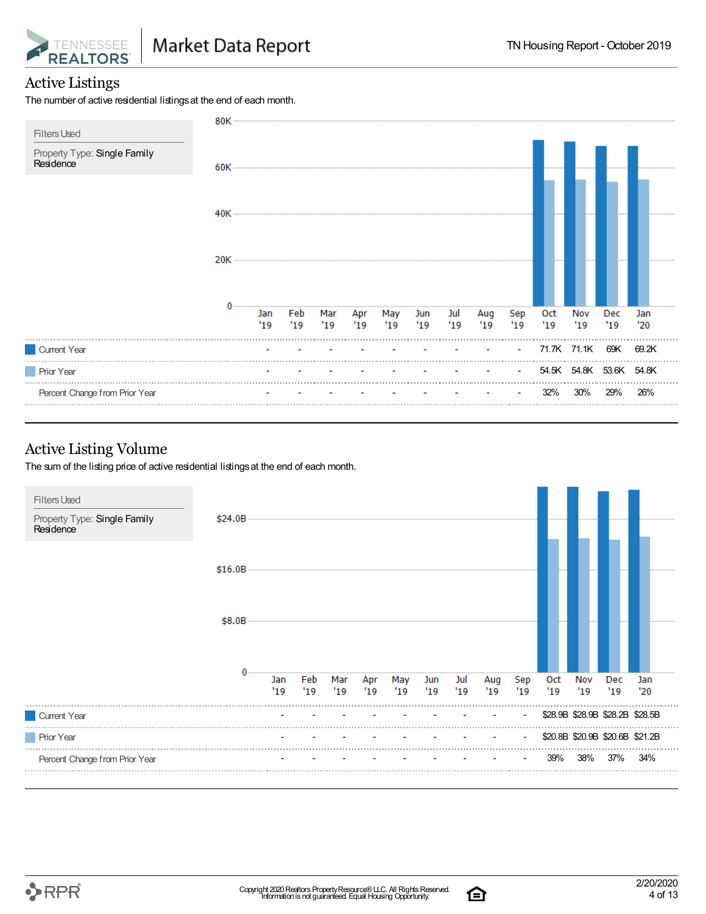## Active Listings

The number of active residential listings at the end of each month.

Filters Used

Property Type: Single Family Residence

| | Jan '19 | Feb '19 | Mar '19 | Apr '19 | May '19 | Jun '19 | Jul '19 | Aug '19 | Sep '19 | Oct '19 | Nov '19 | Dec '19 | Jan '20 |
|---|---|---|---|---|---|---|---|---|---|---|---|---|---|
| Current Year | - | - | - | - | - | - | - | - | - | 71.7K | 71.1K | 69K | 69.2K |
| Prior Year | - | - | - | - | - | - | - | - | - | 54.5K | 54.8K | 53.6K | 54.8K |
| Percent Change from Prior Year | - | - | - | - | - | - | - | - | - | 32% | 30% | 29% | 26% |

## Active Listing Volume

The sum of the listing price of active residential listings at the end of each month.

Filters Used

Property Type: Single Family Residence

| | Jan '19 | Feb '19 | Mar '19 | Apr '19 | May '19 | Jun '19 | Jul '19 | Aug '19 | Sep '19 | Oct '19 | Nov '19 | Dec '19 | Jan '20 |
|---|---|---|---|---|---|---|---|---|---|---|---|---|---|
| Current Year | - | - | - | - | - | - | - | - | - | $28.9B | $28.9B | $28.2B | $28.5B |
| Prior Year | - | - | - | - | - | - | - | - | - | $20.8B | $20.9B | $20.6B | $21.2B |
| Percent Change from Prior Year | - | - | - | - | - | - | - | - | - | 39% | 38% | 37% | 34% |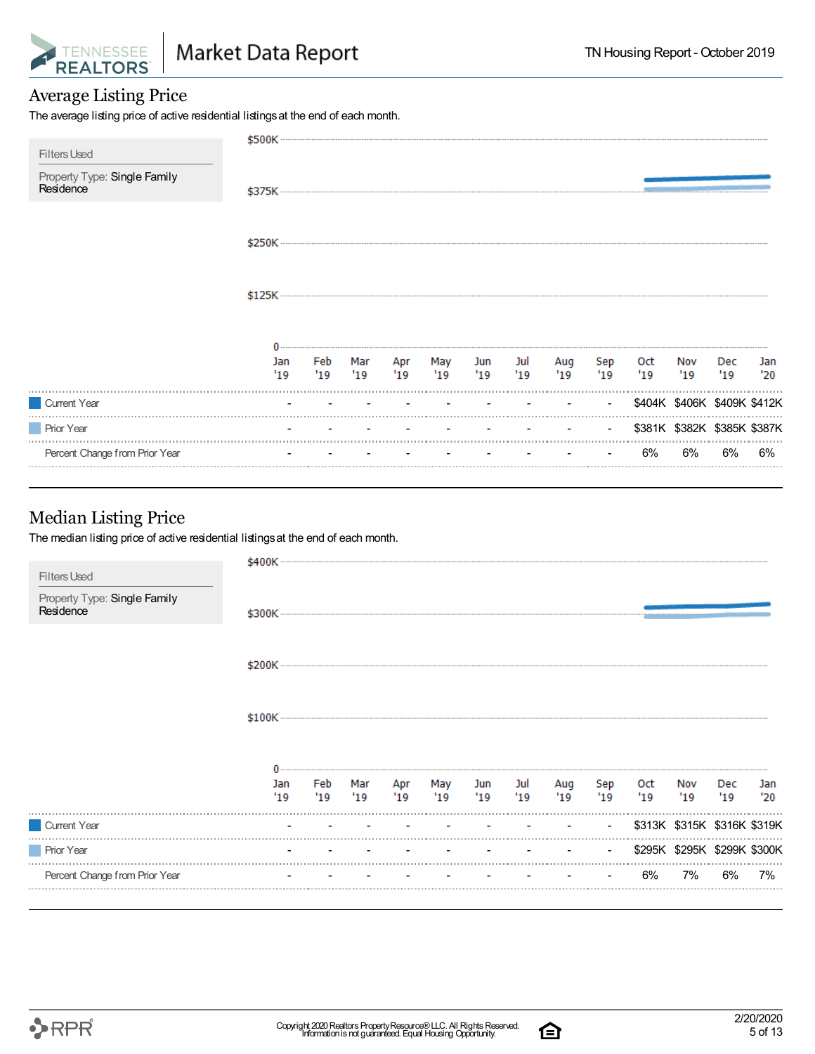## Average Listing Price

The average listing price of active residential listings at the end of each month.

Filters Used

Property Type: Single Family Residence

| | Jan '19 | Feb '19 | Mar '19 | Apr '19 | May '19 | Jun '19 | Jul '19 | Aug '19 | Sep '19 | Oct '19 | Nov '19 | Dec '19 | Jan '20 |
|---|---|---|---|---|---|---|---|---|---|---|---|---|---|
| Current Year | - | - | - | - | - | - | - | - | - | $404K | $406K | $409K | $412K |
| Prior Year | - | - | - | - | - | - | - | - | - | $381K | $382K | $385K | $387K |
| Percent Change from Prior Year | - | - | - | - | - | - | - | - | - | 6% | 6% | 6% | 6% |

## Median Listing Price

The median listing price of active residential listings at the end of each month.

Filters Used

Property Type: Single Family Residence

| | Jan '19 | Feb '19 | Mar '19 | Apr '19 | May '19 | Jun '19 | Jul '19 | Aug '19 | Sep '19 | Oct '19 | Nov '19 | Dec '19 | Jan '20 |
|---|---|---|---|---|---|---|---|---|---|---|---|---|---|
| Current Year | - | - | - | - | - | - | - | - | - | $313K | $315K | $316K | $319K |
| Prior Year | - | - | - | - | - | - | - | - | - | $295K | $295K | $299K | $300K |
| Percent Change from Prior Year | - | - | - | - | - | - | - | - | - | 6% | 7% | 6% | 7% |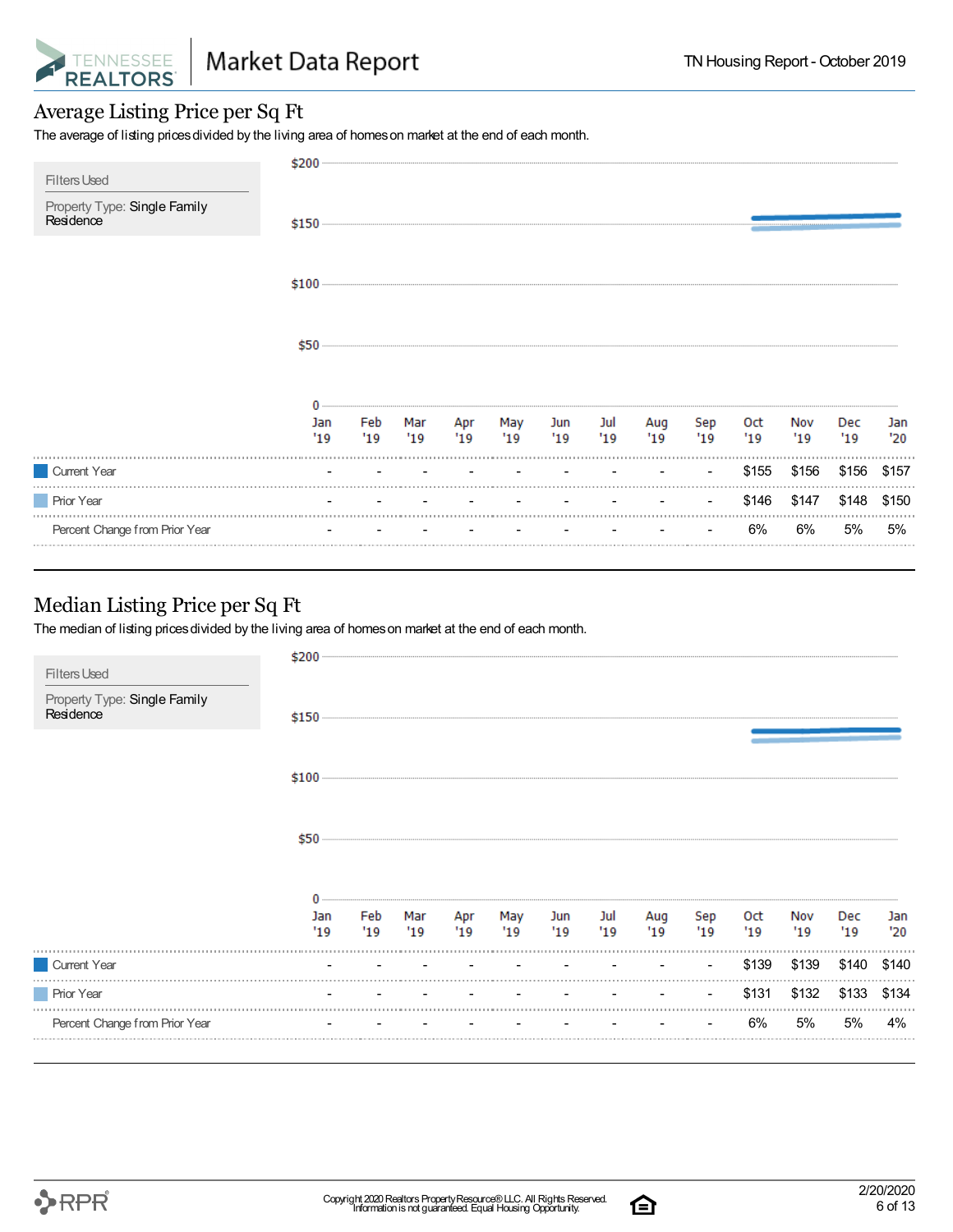## Average Listing Price per Sq Ft

The average of listing prices divided by the living area of homes on market at the end of each month.

**Filters Used**

Property Type: Single Family Residence

| | Jan '19 | Feb '19 | Mar '19 | Apr '19 | May '19 | Jun '19 | Jul '19 | Aug '19 | Sep '19 | Oct '19 | Nov '19 | Dec '19 | Jan '20 |
|---|---|---|---|---|---|---|---|---|---|---|---|---|---|
| Current Year | - | - | - | - | - | - | - | - | - | $155 | $156 | $156 | $157 |
| Prior Year | - | - | - | - | - | - | - | - | - | $146 | $147 | $148 | $150 |
| Percent Change from Prior Year | - | - | - | - | - | - | - | - | - | 6% | 6% | 5% | 5% |

## Median Listing Price per Sq Ft

The median of listing prices divided by the living area of homes on market at the end of each month.

**Filters Used**

Property Type: Single Family Residence

| | Jan '19 | Feb '19 | Mar '19 | Apr '19 | May '19 | Jun '19 | Jul '19 | Aug '19 | Sep '19 | Oct '19 | Nov '19 | Dec '19 | Jan '20 |
|---|---|---|---|---|---|---|---|---|---|---|---|---|---|
| Current Year | - | - | - | - | - | - | - | - | - | $139 | $139 | $140 | $140 |
| Prior Year | - | - | - | - | - | - | - | - | - | $131 | $132 | $133 | $134 |
| Percent Change from Prior Year | - | - | - | - | - | - | - | - | - | 6% | 5% | 5% | 4% |

Copyright 2020 Realtors Property Resource® LLC. All Rights Reserved. Information is not guaranteed. Equal Housing Opportunity.

2/20/2020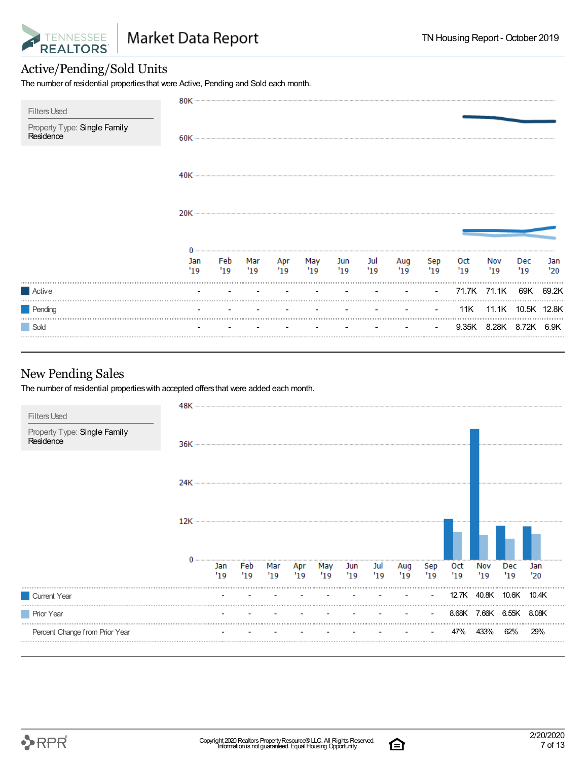## Active/Pending/Sold Units

The number of residential properties that were Active, Pending and Sold each month.

Filters Used

Property Type: Single Family Residence

| | Jan '19 | Feb '19 | Mar '19 | Apr '19 | May '19 | Jun '19 | Jul '19 | Aug '19 | Sep '19 | Oct '19 | Nov '19 | Dec '19 | Jan '20 |
|---|---|---|---|---|---|---|---|---|---|---|---|---|---|
| Active | - | - | - | - | - | - | - | - | - | 71.7K | 71.1K | 69K | 69.2K |
| Pending | - | - | - | - | - | - | - | - | - | 11K | 11.1K | 10.5K | 12.8K |
| Sold | - | - | - | - | - | - | - | - | - | 9.35K | 8.28K | 8.72K | 6.9K |

## New Pending Sales

The number of residential properties with accepted offers that were added each month.

Filters Used

Property Type: Single Family Residence

| | Jan '19 | Feb '19 | Mar '19 | Apr '19 | May '19 | Jun '19 | Jul '19 | Aug '19 | Sep '19 | Oct '19 | Nov '19 | Dec '19 | Jan '20 |
|---|---|---|---|---|---|---|---|---|---|---|---|---|---|
| Current Year | - | - | - | - | - | - | - | - | - | 12.7K | 40.8K | 10.6K | 10.4K |
| Prior Year | - | - | - | - | - | - | - | - | - | 8.68K | 7.66K | 6.55K | 8.08K |
| Percent Change from Prior Year | - | - | - | - | - | - | - | - | - | 47% | 433% | 62% | 29% |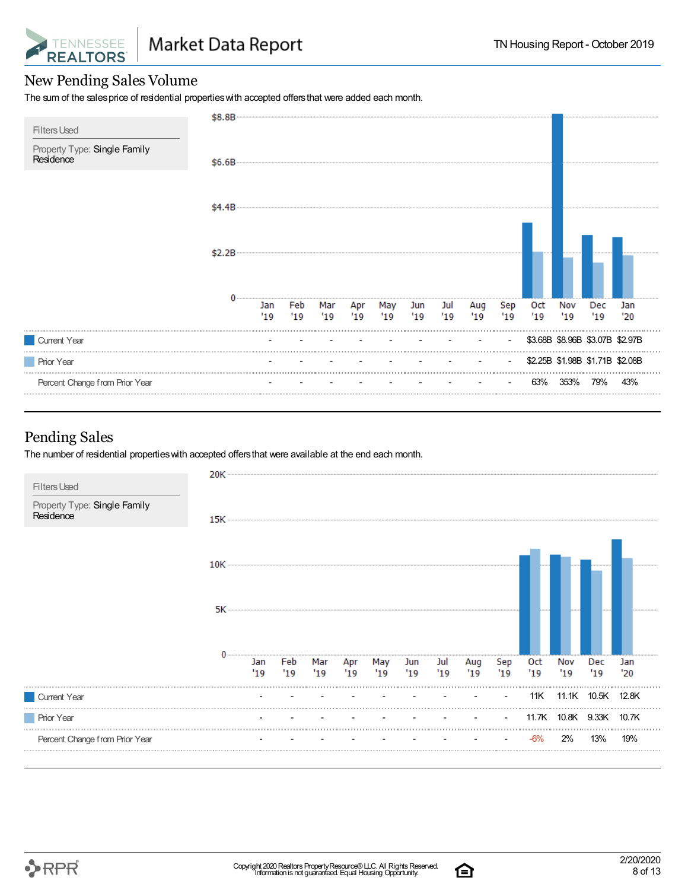## New Pending Sales Volume

The sum of the sales price of residential properties with accepted offers that were added each month.

**Filters Used**

Property Type: Single Family Residence

| | Jan '19 | Feb '19 | Mar '19 | Apr '19 | May '19 | Jun '19 | Jul '19 | Aug '19 | Sep '19 | Oct '19 | Nov '19 | Dec '19 | Jan '20 |
|---|---|---|---|---|---|---|---|---|---|---|---|---|---|
| Current Year | - | - | - | - | - | - | - | - | - | $3.68B | $8.96B | $3.07B | $2.97B |
| Prior Year | - | - | - | - | - | - | - | - | - | $2.25B | $1.98B | $1.71B | $2.08B |
| Percent Change from Prior Year | - | - | - | - | - | - | - | - | - | 63% | 353% | 79% | 43% |

## Pending Sales

The number of residential properties with accepted offers that were available at the end each month.

**Filters Used**

Property Type: Single Family Residence

| | Jan '19 | Feb '19 | Mar '19 | Apr '19 | May '19 | Jun '19 | Jul '19 | Aug '19 | Sep '19 | Oct '19 | Nov '19 | Dec '19 | Jan '20 |
|---|---|---|---|---|---|---|---|---|---|---|---|---|---|
| Current Year | - | - | - | - | - | - | - | - | - | 11K | 11.1K | 10.5K | 12.8K |
| Prior Year | - | - | - | - | - | - | - | - | - | 11.7K | 10.8K | 9.33K | 10.7K |
| Percent Change from Prior Year | - | - | - | - | - | - | - | - | - | -6% | 2% | 13% | 19% |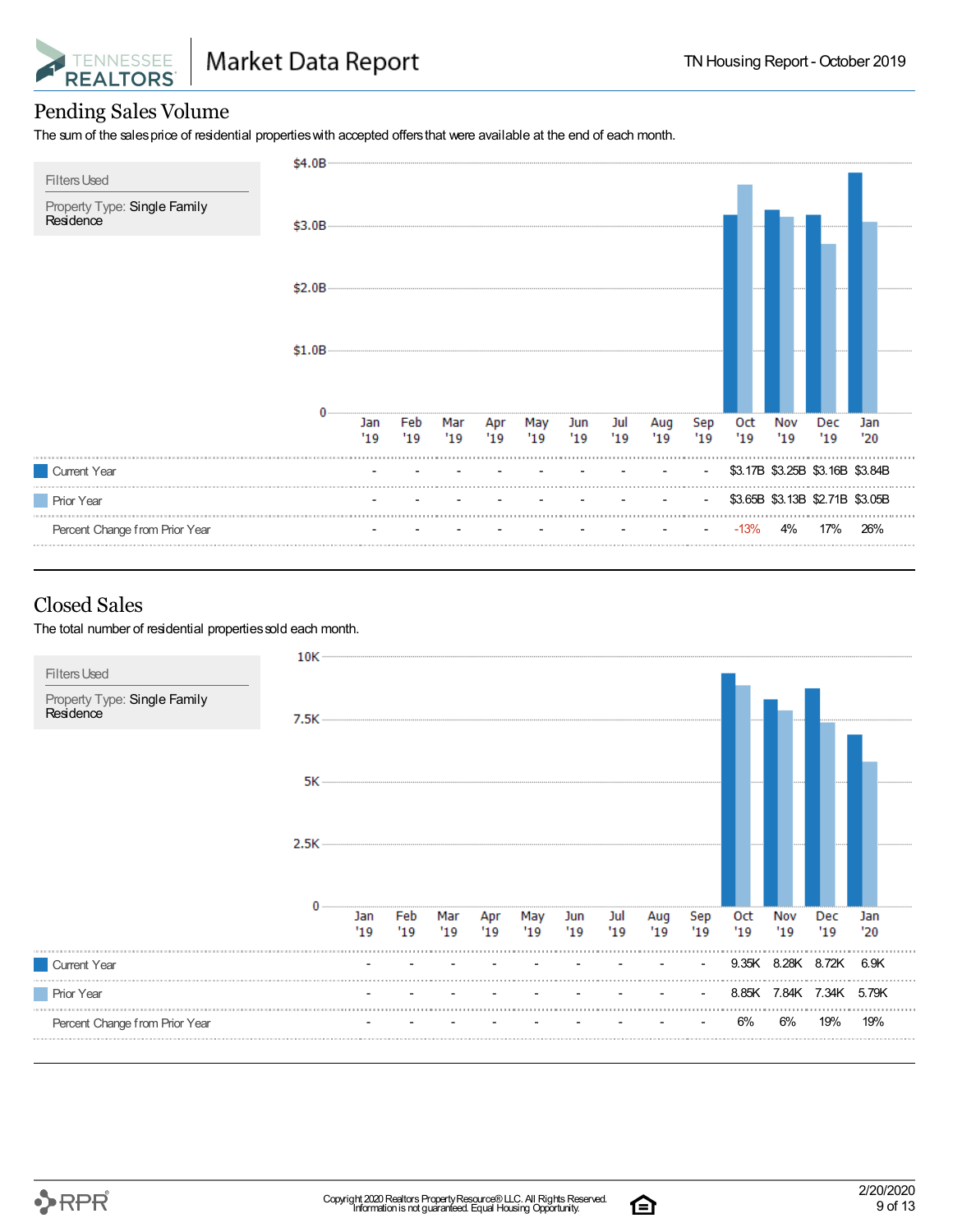## Pending Sales Volume

The sum of the sales price of residential properties with accepted offers that were available at the end of each month.

Filters Used

Property Type: Single Family Residence

| | Jan '19 | Feb '19 | Mar '19 | Apr '19 | May '19 | Jun '19 | Jul '19 | Aug '19 | Sep '19 | Oct '19 | Nov '19 | Dec '19 | Jan '20 |
|---|---|---|---|---|---|---|---|---|---|---|---|---|---|
| Current Year | - | - | - | - | - | - | - | - | - | $3.17B | $3.25B | $3.16B | $3.84B |
| Prior Year | - | - | - | - | - | - | - | - | - | $3.65B | $3.13B | $2.71B | $3.05B |
| Percent Change from Prior Year | - | - | - | - | - | - | - | - | - | -13% | 4% | 17% | 26% |

## Closed Sales

The total number of residential properties sold each month.

Filters Used

Property Type: Single Family Residence

| | Jan '19 | Feb '19 | Mar '19 | Apr '19 | May '19 | Jun '19 | Jul '19 | Aug '19 | Sep '19 | Oct '19 | Nov '19 | Dec '19 | Jan '20 |
|---|---|---|---|---|---|---|---|---|---|---|---|---|---|
| Current Year | - | - | - | - | - | - | - | - | - | 9.35K | 8.28K | 8.72K | 6.9K |
| Prior Year | - | - | - | - | - | - | - | - | - | 8.85K | 7.84K | 7.34K | 5.79K |
| Percent Change from Prior Year | - | - | - | - | - | - | - | - | - | 6% | 6% | 19% | 19% |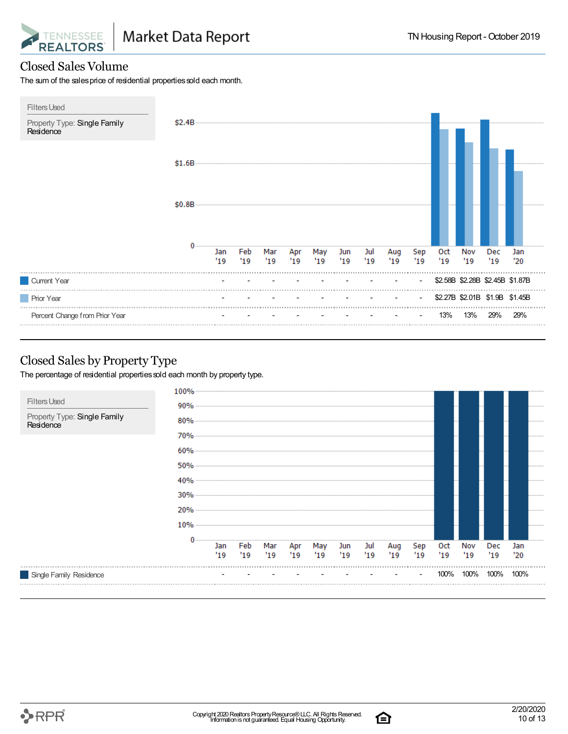# Closed Sales Volume

The sum of the sales price of residential properties sold each month.

**Filters Used**

Property Type: Single Family Residence

| | Jan '19 | Feb '19 | Mar '19 | Apr '19 | May '19 | Jun '19 | Jul '19 | Aug '19 | Sep '19 | Oct '19 | Nov '19 | Dec '19 | Jan '20 |
|---|---|---|---|---|---|---|---|---|---|---|---|---|---|
| Current Year | - | - | - | - | - | - | - | - | - | $2.58B | $2.28B | $2.45B | $1.87B |
| Prior Year | - | - | - | - | - | - | - | - | - | $2.27B | $2.01B | $1.9B | $1.45B |
| Percent Change from Prior Year | - | - | - | - | - | - | - | - | - | 13% | 13% | 29% | 29% |

# Closed Sales by Property Type

The percentage of residential properties sold each month by property type.

**Filters Used**

Property Type: Single Family Residence

| | Jan '19 | Feb '19 | Mar '19 | Apr '19 | May '19 | Jun '19 | Jul '19 | Aug '19 | Sep '19 | Oct '19 | Nov '19 | Dec '19 | Jan '20 |
|---|---|---|---|---|---|---|---|---|---|---|---|---|---|
| Single Family Residence | - | - | - | - | - | - | - | - | - | 100% | 100% | 100% | 100% |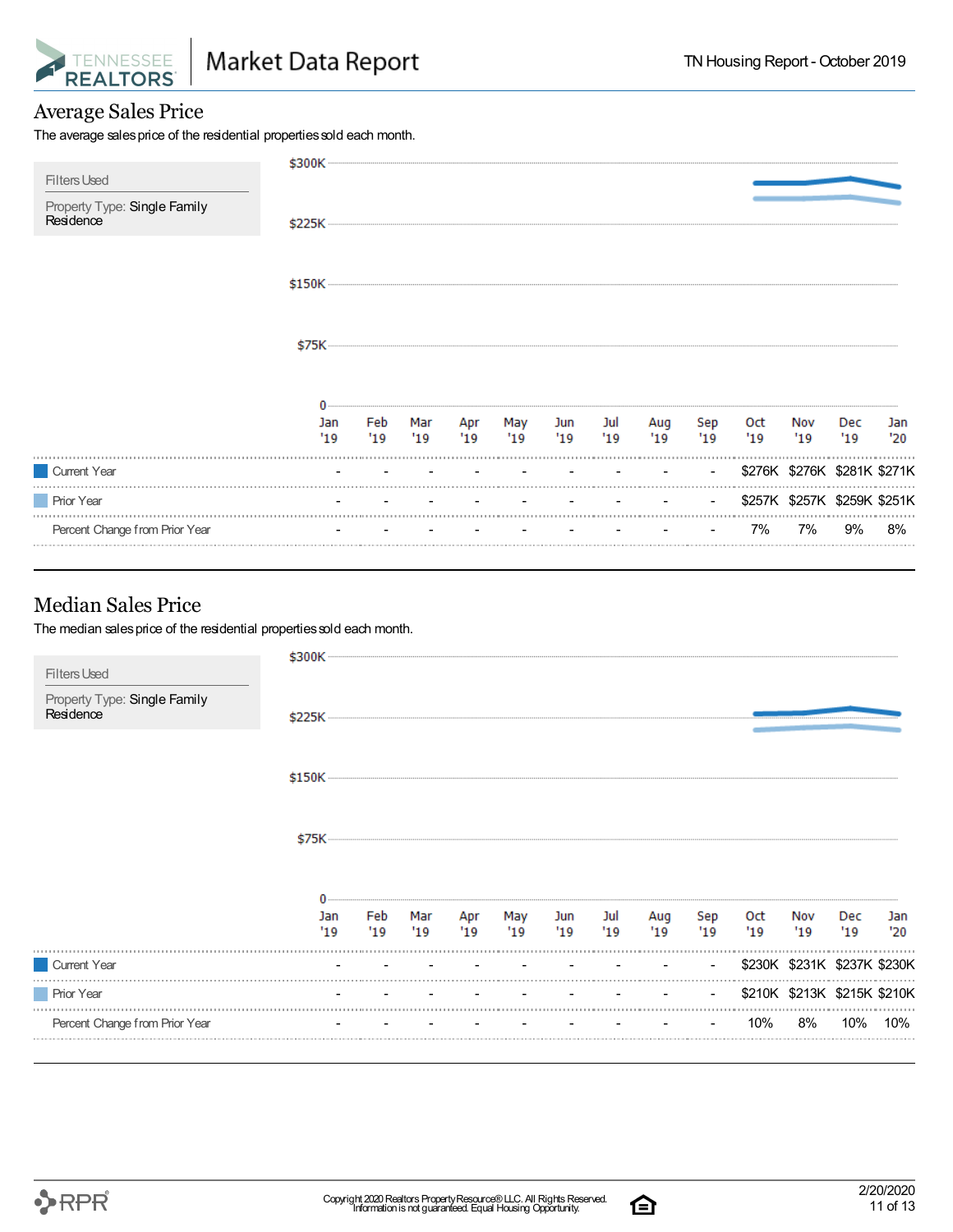## Average Sales Price

The average sales price of the residential properties sold each month.

**Filters Used**

Property Type: Single Family Residence

| | Jan '19 | Feb '19 | Mar '19 | Apr '19 | May '19 | Jun '19 | Jul '19 | Aug '19 | Sep '19 | Oct '19 | Nov '19 | Dec '19 | Jan '20 |
|---|---|---|---|---|---|---|---|---|---|---|---|---|---|
| Current Year | - | - | - | - | - | - | - | - | - | $276K | $276K | $281K | $271K |
| Prior Year | - | - | - | - | - | - | - | - | - | $257K | $257K | $259K | $251K |
| Percent Change from Prior Year | - | - | - | - | - | - | - | - | - | 7% | 7% | 9% | 8% |

## Median Sales Price

The median sales price of the residential properties sold each month.

**Filters Used**

Property Type: Single Family Residence

| | Jan '19 | Feb '19 | Mar '19 | Apr '19 | May '19 | Jun '19 | Jul '19 | Aug '19 | Sep '19 | Oct '19 | Nov '19 | Dec '19 | Jan '20 |
|---|---|---|---|---|---|---|---|---|---|---|---|---|---|
| Current Year | - | - | - | - | - | - | - | - | - | $230K | $231K | $237K | $230K |
| Prior Year | - | - | - | - | - | - | - | - | - | $210K | $213K | $215K | $210K |
| Percent Change from Prior Year | - | - | - | - | - | - | - | - | - | 10% | 8% | 10% | 10% |

Copyright 2020 Realtors Property Resource® LLC. All Rights Reserved.
Information is not guaranteed. Equal Housing Opportunity.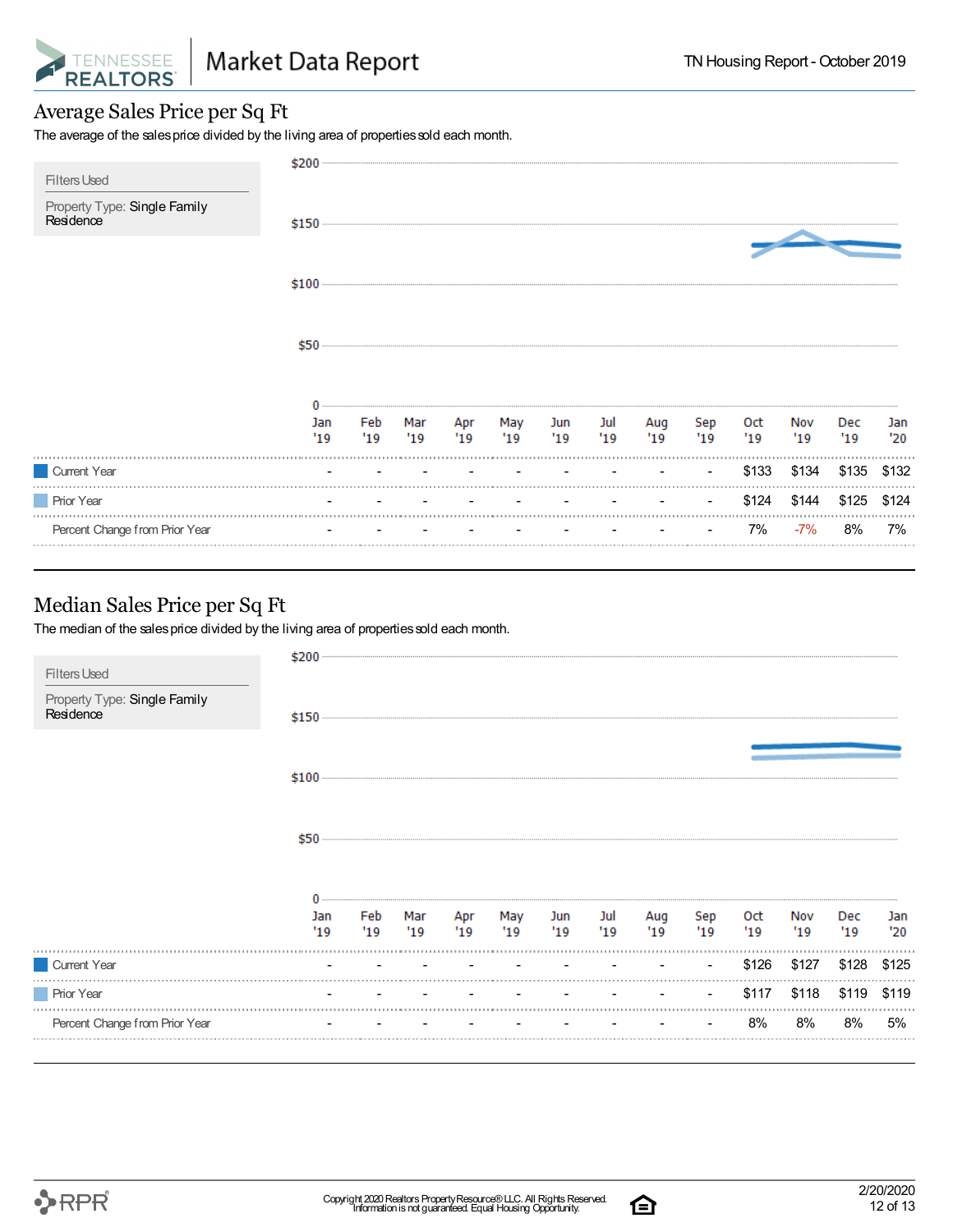# Average Sales Price per Sq Ft

The average of the sales price divided by the living area of properties sold each month.

Filters Used

Property Type: Single Family Residence

| | Jan '19 | Feb '19 | Mar '19 | Apr '19 | May '19 | Jun '19 | Jul '19 | Aug '19 | Sep '19 | Oct '19 | Nov '19 | Dec '19 | Jan '20 |
|---|---|---|---|---|---|---|---|---|---|---|---|---|---|
| Current Year | - | - | - | - | - | - | - | - | - | $133 | $134 | $135 | $132 |
| Prior Year | - | - | - | - | - | - | - | - | - | $124 | $144 | $125 | $124 |
| Percent Change from Prior Year | - | - | - | - | - | - | - | - | - | 7% | -7% | 8% | 7% |

# Median Sales Price per Sq Ft

The median of the sales price divided by the living area of properties sold each month.

Filters Used

Property Type: Single Family Residence

| | Jan '19 | Feb '19 | Mar '19 | Apr '19 | May '19 | Jun '19 | Jul '19 | Aug '19 | Sep '19 | Oct '19 | Nov '19 | Dec '19 | Jan '20 |
|---|---|---|---|---|---|---|---|---|---|---|---|---|---|
| Current Year | - | - | - | - | - | - | - | - | - | $126 | $127 | $128 | $125 |
| Prior Year | - | - | - | - | - | - | - | - | - | $117 | $118 | $119 | $119 |
| Percent Change from Prior Year | - | - | - | - | - | - | - | - | - | 8% | 8% | 8% | 5% |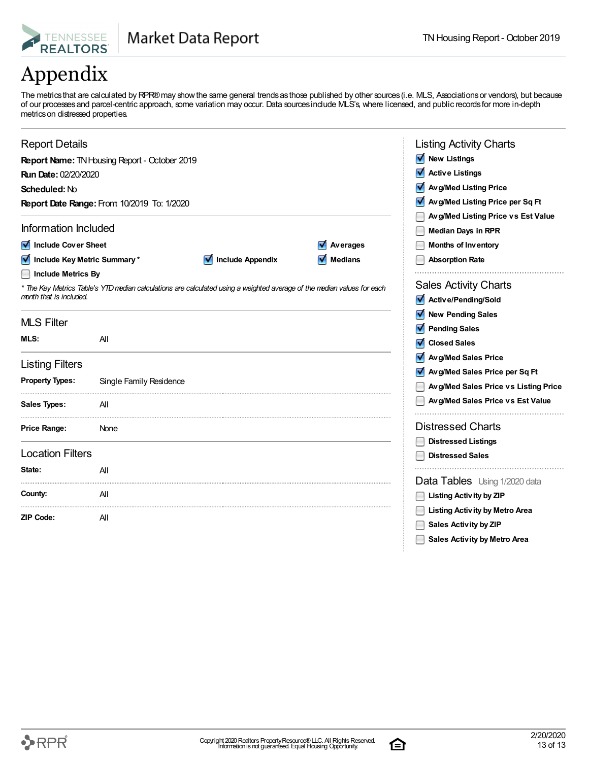# Appendix

The metrics that are calculated by RPR® may show the same general trends as those published by other sources (i.e. MLS, Associations or vendors), but because of our processes and parcel-centric approach, some variation may occur. Data sources include MLS's, where licensed, and public records for more in-depth metrics on distressed properties.

## Report Details

**Report Name:** TN Housing Report - October 2019

**Run Date:** 02/20/2020

**Scheduled:** No

**Report Date Range:** From: 10/2019 To: 1/2020

## Information Included

- [x] Include Cover Sheet
- [x] Include Key Metric Summary *
- [x] Include Appendix
- [ ] Include Metrics By
- [x] Averages
- [x] Medians

*\* The Key Metrics Table's YTD median calculations are calculated using a weighted average of the median values for each month that is included.*

## MLS Filter

| | |
|---|---|
| **MLS:** | All |

## Listing Filters

| | |
|---|---|
| **Property Types:** | Single Family Residence |
| **Sales Types:** | All |
| **Price Range:** | None |

## Location Filters

| | |
|---|---|
| **State:** | All |
| **County:** | All |
| **ZIP Code:** | All |

## Listing Activity Charts

- [x] New Listings
- [x] Active Listings
- [x] Avg/Med Listing Price
- [x] Avg/Med Listing Price per Sq Ft
- [ ] Avg/Med Listing Price vs Est Value
- [ ] Median Days in RPR
- [ ] Months of Inventory
- [ ] Absorption Rate

## Sales Activity Charts

- [x] Active/Pending/Sold
- [x] New Pending Sales
- [x] Pending Sales
- [x] Closed Sales
- [x] Avg/Med Sales Price
- [x] Avg/Med Sales Price per Sq Ft
- [ ] Avg/Med Sales Price vs Listing Price
- [ ] Avg/Med Sales Price vs Est Value

## Distressed Charts

- [ ] Distressed Listings
- [ ] Distressed Sales

## Data Tables Using 1/2020 data

- [ ] Listing Activity by ZIP
- [ ] Listing Activity by Metro Area
- [ ] Sales Activity by ZIP
- [ ] Sales Activity by Metro Area